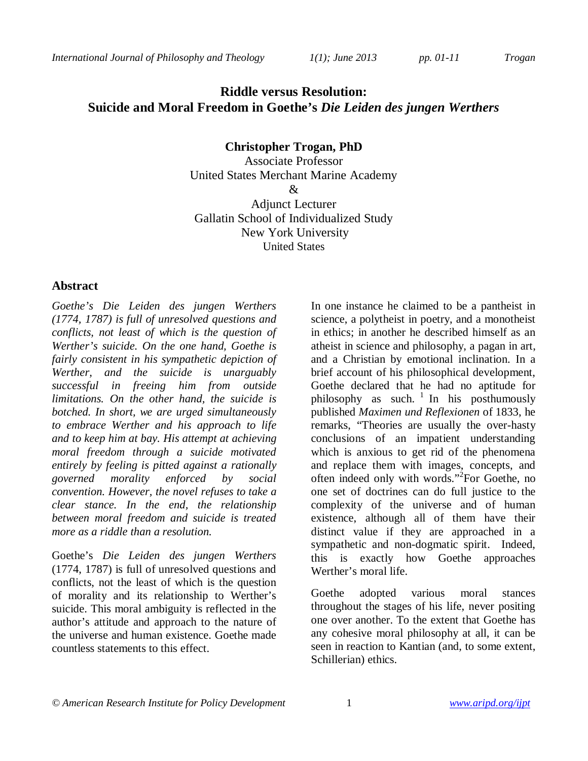# Riddle versus Resolution: Suicide and Moral Freedom in Goethe's *Die Leiden des jungen Werthers*

**Christopher Trogan, PhD**
Associate Professor
United States Merchant Marine Academy
&
Adjunct Lecturer
Gallatin School of Individualized Study
New York University
United States

## Abstract

*Goethe's Die Leiden des jungen Werthers (1774, 1787) is full of unresolved questions and conflicts, not least of which is the question of Werther's suicide. On the one hand, Goethe is fairly consistent in his sympathetic depiction of Werther, and the suicide is unarguably successful in freeing him from outside limitations. On the other hand, the suicide is botched. In short, we are urged simultaneously to embrace Werther and his approach to life and to keep him at bay. His attempt at achieving moral freedom through a suicide motivated entirely by feeling is pitted against a rationally governed morality enforced by social convention. However, the novel refuses to take a clear stance. In the end, the relationship between moral freedom and suicide is treated more as a riddle than a resolution.*

Goethe's *Die Leiden des jungen Werthers* (1774, 1787) is full of unresolved questions and conflicts, not the least of which is the question of morality and its relationship to Werther's suicide. This moral ambiguity is reflected in the author's attitude and approach to the nature of the universe and human existence. Goethe made countless statements to this effect. In one instance he claimed to be a pantheist in science, a polytheist in poetry, and a monotheist in ethics; in another he described himself as an atheist in science and philosophy, a pagan in art, and a Christian by emotional inclination. In a brief account of his philosophical development, Goethe declared that he had no aptitude for philosophy as such. [1] In his posthumously published *Maximen und Reflexionen* of 1833, he remarks, "Theories are usually the over-hasty conclusions of an impatient understanding which is anxious to get rid of the phenomena and replace them with images, concepts, and often indeed only with words."[2] For Goethe, no one set of doctrines can do full justice to the complexity of the universe and of human existence, although all of them have their distinct value if they are approached in a sympathetic and non-dogmatic spirit. Indeed, this is exactly how Goethe approaches Werther's moral life.

Goethe adopted various moral stances throughout the stages of his life, never positing one over another. To the extent that Goethe has any cohesive moral philosophy at all, it can be seen in reaction to Kantian (and, to some extent, Schillerian) ethics.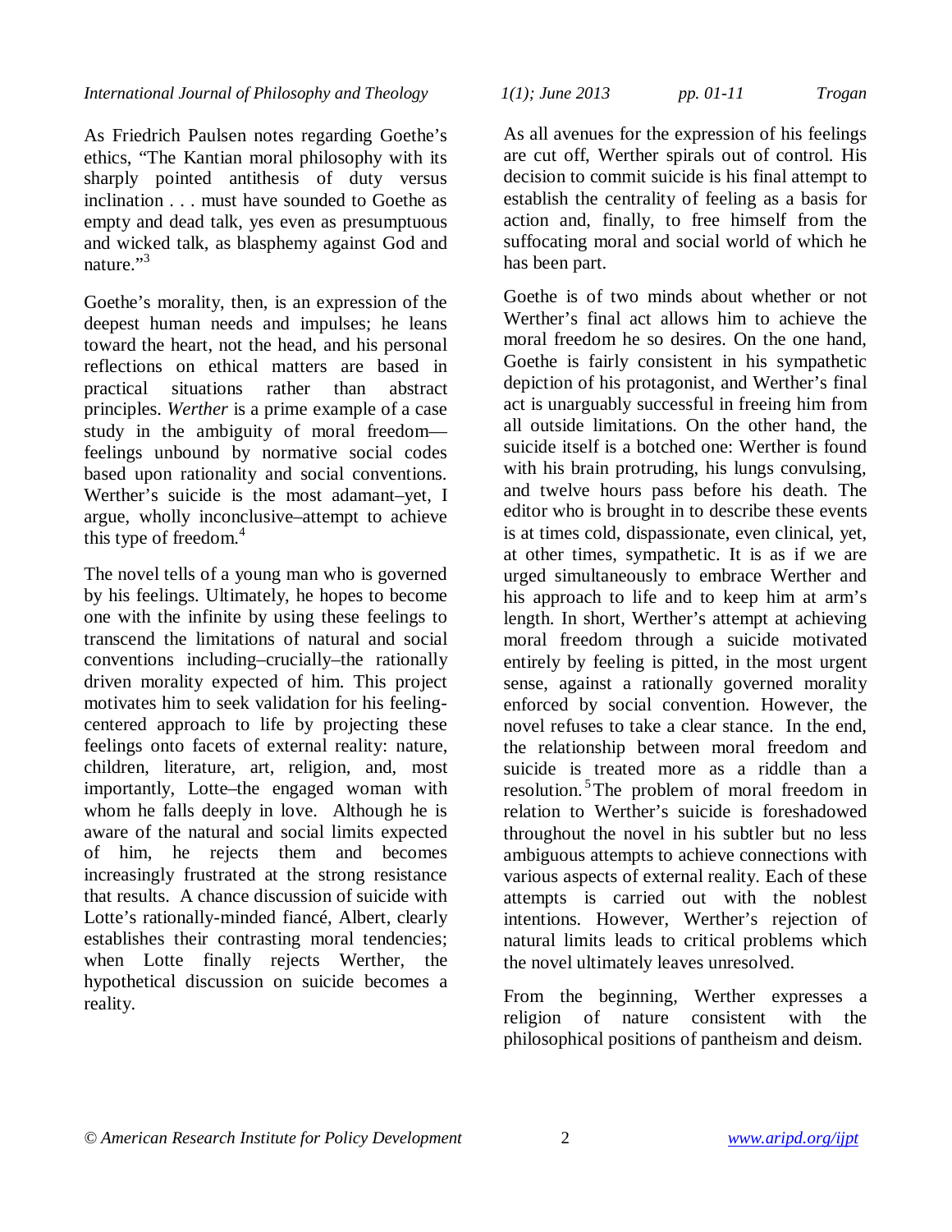As Friedrich Paulsen notes regarding Goethe's ethics, "The Kantian moral philosophy with its sharply pointed antithesis of duty versus inclination . . . must have sounded to Goethe as empty and dead talk, yes even as presumptuous and wicked talk, as blasphemy against God and nature."[3]

Goethe's morality, then, is an expression of the deepest human needs and impulses; he leans toward the heart, not the head, and his personal reflections on ethical matters are based in practical situations rather than abstract principles. *Werther* is a prime example of a case study in the ambiguity of moral freedom—feelings unbound by normative social codes based upon rationality and social conventions. Werther's suicide is the most adamant–yet, I argue, wholly inconclusive–attempt to achieve this type of freedom.[4]

The novel tells of a young man who is governed by his feelings. Ultimately, he hopes to become one with the infinite by using these feelings to transcend the limitations of natural and social conventions including–crucially–the rationally driven morality expected of him. This project motivates him to seek validation for his feeling-centered approach to life by projecting these feelings onto facets of external reality: nature, children, literature, art, religion, and, most importantly, Lotte–the engaged woman with whom he falls deeply in love. Although he is aware of the natural and social limits expected of him, he rejects them and becomes increasingly frustrated at the strong resistance that results. A chance discussion of suicide with Lotte's rationally-minded fiancé, Albert, clearly establishes their contrasting moral tendencies; when Lotte finally rejects Werther, the hypothetical discussion on suicide becomes a reality.

As all avenues for the expression of his feelings are cut off, Werther spirals out of control. His decision to commit suicide is his final attempt to establish the centrality of feeling as a basis for action and, finally, to free himself from the suffocating moral and social world of which he has been part.

Goethe is of two minds about whether or not Werther's final act allows him to achieve the moral freedom he so desires. On the one hand, Goethe is fairly consistent in his sympathetic depiction of his protagonist, and Werther's final act is unarguably successful in freeing him from all outside limitations. On the other hand, the suicide itself is a botched one: Werther is found with his brain protruding, his lungs convulsing, and twelve hours pass before his death. The editor who is brought in to describe these events is at times cold, dispassionate, even clinical, yet, at other times, sympathetic. It is as if we are urged simultaneously to embrace Werther and his approach to life and to keep him at arm's length. In short, Werther's attempt at achieving moral freedom through a suicide motivated entirely by feeling is pitted, in the most urgent sense, against a rationally governed morality enforced by social convention. However, the novel refuses to take a clear stance. In the end, the relationship between moral freedom and suicide is treated more as a riddle than a resolution.[5] The problem of moral freedom in relation to Werther's suicide is foreshadowed throughout the novel in his subtler but no less ambiguous attempts to achieve connections with various aspects of external reality. Each of these attempts is carried out with the noblest intentions. However, Werther's rejection of natural limits leads to critical problems which the novel ultimately leaves unresolved.

From the beginning, Werther expresses a religion of nature consistent with the philosophical positions of pantheism and deism.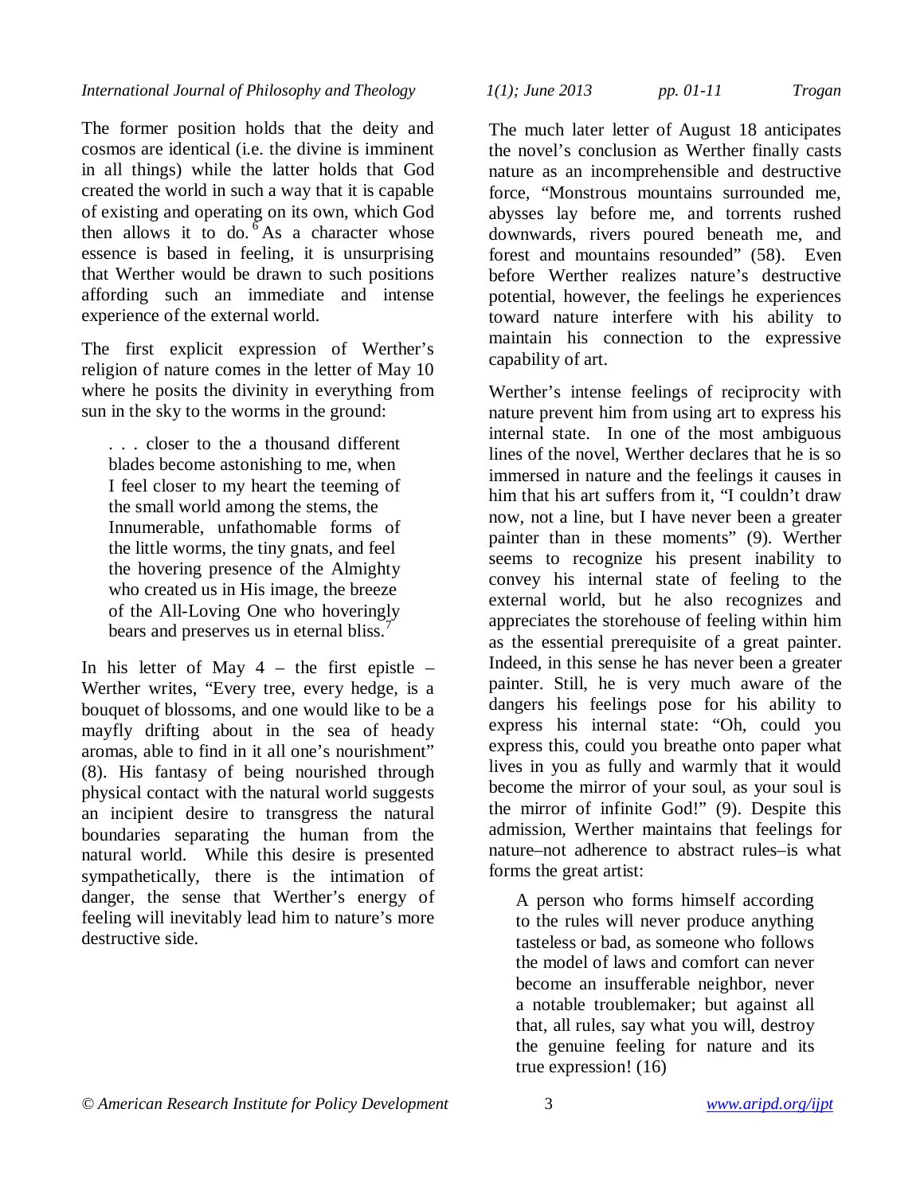The former position holds that the deity and cosmos are identical (i.e. the divine is imminent in all things) while the latter holds that God created the world in such a way that it is capable of existing and operating on its own, which God then allows it to do.[6] As a character whose essence is based in feeling, it is unsurprising that Werther would be drawn to such positions affording such an immediate and intense experience of the external world.

The first explicit expression of Werther's religion of nature comes in the letter of May 10 where he posits the divinity in everything from sun in the sky to the worms in the ground:

> . . . closer to the a thousand different blades become astonishing to me, when I feel closer to my heart the teeming of the small world among the stems, the Innumerable, unfathomable forms of the little worms, the tiny gnats, and feel the hovering presence of the Almighty who created us in His image, the breeze of the All-Loving One who hoveringly bears and preserves us in eternal bliss.[7]

In his letter of May 4 – the first epistle – Werther writes, "Every tree, every hedge, is a bouquet of blossoms, and one would like to be a mayfly drifting about in the sea of heady aromas, able to find in it all one's nourishment" (8). His fantasy of being nourished through physical contact with the natural world suggests an incipient desire to transgress the natural boundaries separating the human from the natural world. While this desire is presented sympathetically, there is the intimation of danger, the sense that Werther's energy of feeling will inevitably lead him to nature's more destructive side.

The much later letter of August 18 anticipates the novel's conclusion as Werther finally casts nature as an incomprehensible and destructive force, "Monstrous mountains surrounded me, abysses lay before me, and torrents rushed downwards, rivers poured beneath me, and forest and mountains resounded" (58). Even before Werther realizes nature's destructive potential, however, the feelings he experiences toward nature interfere with his ability to maintain his connection to the expressive capability of art.

Werther's intense feelings of reciprocity with nature prevent him from using art to express his internal state. In one of the most ambiguous lines of the novel, Werther declares that he is so immersed in nature and the feelings it causes in him that his art suffers from it, "I couldn't draw now, not a line, but I have never been a greater painter than in these moments" (9). Werther seems to recognize his present inability to convey his internal state of feeling to the external world, but he also recognizes and appreciates the storehouse of feeling within him as the essential prerequisite of a great painter. Indeed, in this sense he has never been a greater painter. Still, he is very much aware of the dangers his feelings pose for his ability to express his internal state: "Oh, could you express this, could you breathe onto paper what lives in you as fully and warmly that it would become the mirror of your soul, as your soul is the mirror of infinite God!" (9). Despite this admission, Werther maintains that feelings for nature–not adherence to abstract rules–is what forms the great artist:

> A person who forms himself according to the rules will never produce anything tasteless or bad, as someone who follows the model of laws and comfort can never become an insufferable neighbor, never a notable troublemaker; but against all that, all rules, say what you will, destroy the genuine feeling for nature and its true expression! (16)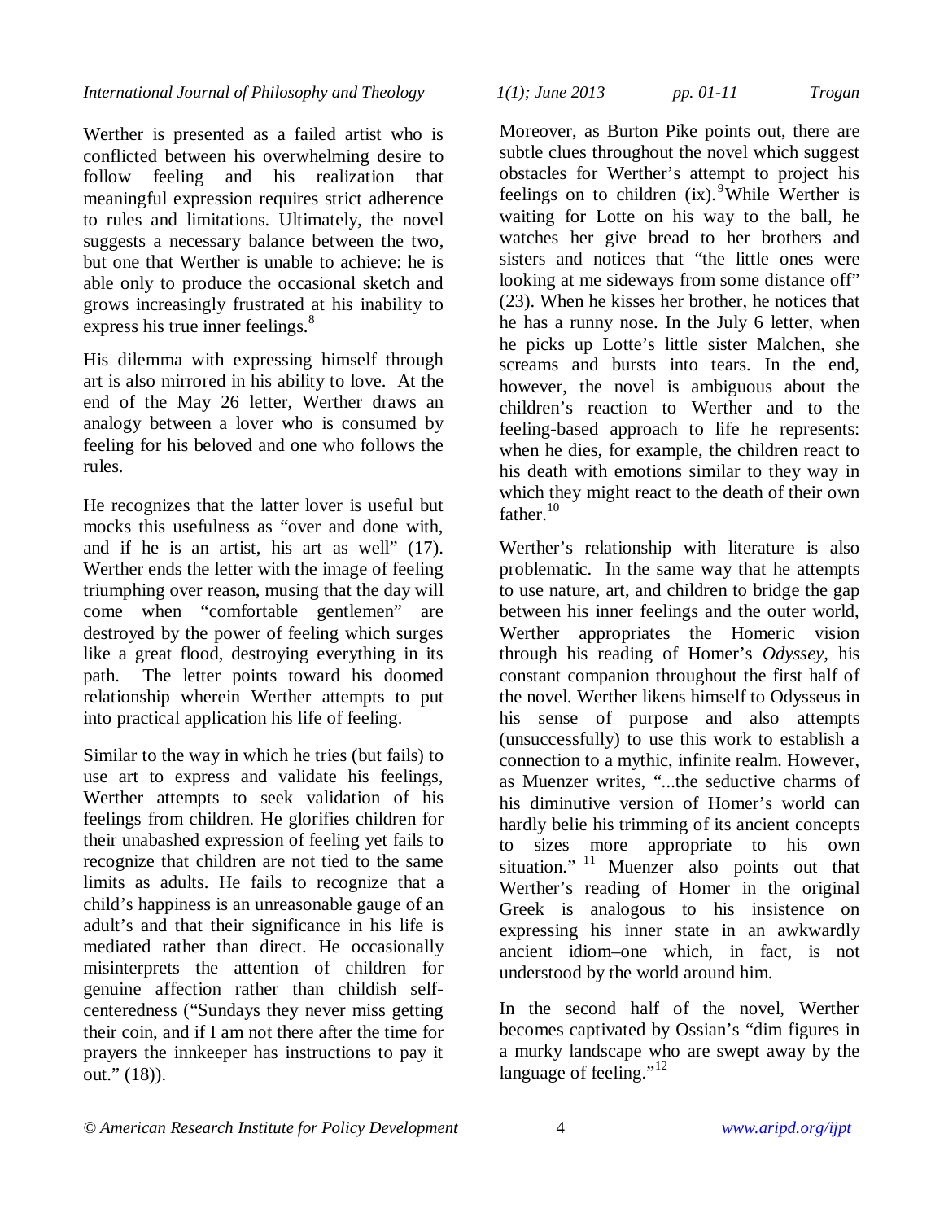Werther is presented as a failed artist who is conflicted between his overwhelming desire to follow feeling and his realization that meaningful expression requires strict adherence to rules and limitations. Ultimately, the novel suggests a necessary balance between the two, but one that Werther is unable to achieve: he is able only to produce the occasional sketch and grows increasingly frustrated at his inability to express his true inner feelings.[8]

His dilemma with expressing himself through art is also mirrored in his ability to love. At the end of the May 26 letter, Werther draws an analogy between a lover who is consumed by feeling for his beloved and one who follows the rules.

He recognizes that the latter lover is useful but mocks this usefulness as "over and done with, and if he is an artist, his art as well" (17). Werther ends the letter with the image of feeling triumphing over reason, musing that the day will come when "comfortable gentlemen" are destroyed by the power of feeling which surges like a great flood, destroying everything in its path. The letter points toward his doomed relationship wherein Werther attempts to put into practical application his life of feeling.

Similar to the way in which he tries (but fails) to use art to express and validate his feelings, Werther attempts to seek validation of his feelings from children. He glorifies children for their unabashed expression of feeling yet fails to recognize that children are not tied to the same limits as adults. He fails to recognize that a child's happiness is an unreasonable gauge of an adult's and that their significance in his life is mediated rather than direct. He occasionally misinterprets the attention of children for genuine affection rather than childish self-centeredness ("Sundays they never miss getting their coin, and if I am not there after the time for prayers the innkeeper has instructions to pay it out." (18)).

Moreover, as Burton Pike points out, there are subtle clues throughout the novel which suggest obstacles for Werther's attempt to project his feelings on to children (ix).[9] While Werther is waiting for Lotte on his way to the ball, he watches her give bread to her brothers and sisters and notices that "the little ones were looking at me sideways from some distance off" (23). When he kisses her brother, he notices that he has a runny nose. In the July 6 letter, when he picks up Lotte's little sister Malchen, she screams and bursts into tears. In the end, however, the novel is ambiguous about the children's reaction to Werther and to the feeling-based approach to life he represents: when he dies, for example, the children react to his death with emotions similar to they way in which they might react to the death of their own father.[10]

Werther's relationship with literature is also problematic. In the same way that he attempts to use nature, art, and children to bridge the gap between his inner feelings and the outer world, Werther appropriates the Homeric vision through his reading of Homer's *Odyssey*, his constant companion throughout the first half of the novel. Werther likens himself to Odysseus in his sense of purpose and also attempts (unsuccessfully) to use this work to establish a connection to a mythic, infinite realm. However, as Muenzer writes, "...the seductive charms of his diminutive version of Homer's world can hardly belie his trimming of its ancient concepts to sizes more appropriate to his own situation." [11] Muenzer also points out that Werther's reading of Homer in the original Greek is analogous to his insistence on expressing his inner state in an awkwardly ancient idiom–one which, in fact, is not understood by the world around him.

In the second half of the novel, Werther becomes captivated by Ossian's "dim figures in a murky landscape who are swept away by the language of feeling."[12]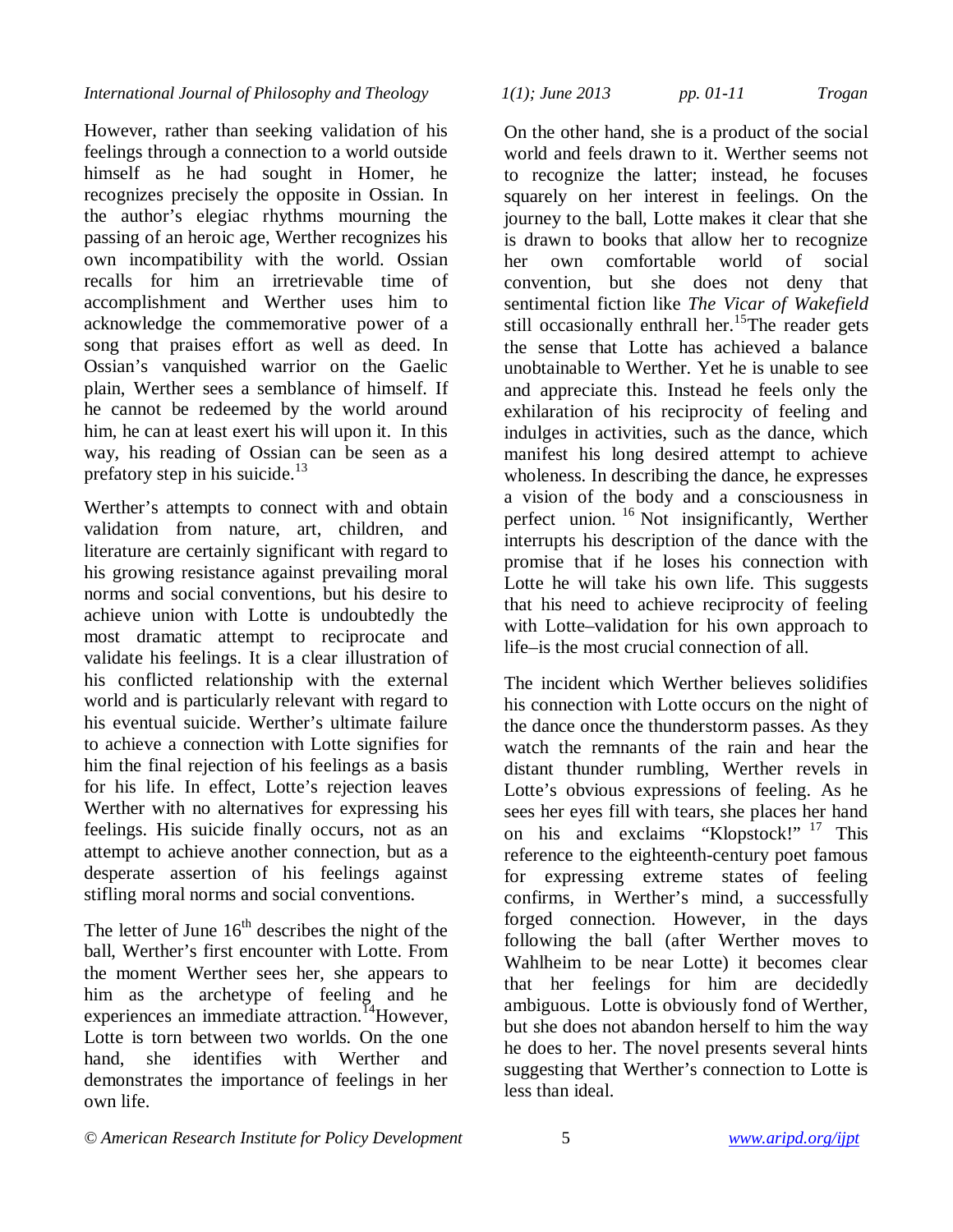However, rather than seeking validation of his feelings through a connection to a world outside himself as he had sought in Homer, he recognizes precisely the opposite in Ossian. In the author's elegiac rhythms mourning the passing of an heroic age, Werther recognizes his own incompatibility with the world. Ossian recalls for him an irretrievable time of accomplishment and Werther uses him to acknowledge the commemorative power of a song that praises effort as well as deed. In Ossian's vanquished warrior on the Gaelic plain, Werther sees a semblance of himself. If he cannot be redeemed by the world around him, he can at least exert his will upon it. In this way, his reading of Ossian can be seen as a prefatory step in his suicide.[13]

Werther's attempts to connect with and obtain validation from nature, art, children, and literature are certainly significant with regard to his growing resistance against prevailing moral norms and social conventions, but his desire to achieve union with Lotte is undoubtedly the most dramatic attempt to reciprocate and validate his feelings. It is a clear illustration of his conflicted relationship with the external world and is particularly relevant with regard to his eventual suicide. Werther's ultimate failure to achieve a connection with Lotte signifies for him the final rejection of his feelings as a basis for his life. In effect, Lotte's rejection leaves Werther with no alternatives for expressing his feelings. His suicide finally occurs, not as an attempt to achieve another connection, but as a desperate assertion of his feelings against stifling moral norms and social conventions.

The letter of June 16th describes the night of the ball, Werther's first encounter with Lotte. From the moment Werther sees her, she appears to him as the archetype of feeling and he experiences an immediate attraction.[14] However, Lotte is torn between two worlds. On the one hand, she identifies with Werther and demonstrates the importance of feelings in her own life. On the other hand, she is a product of the social world and feels drawn to it. Werther seems not to recognize the latter; instead, he focuses squarely on her interest in feelings. On the journey to the ball, Lotte makes it clear that she is drawn to books that allow her to recognize her own comfortable world of social convention, but she does not deny that sentimental fiction like *The Vicar of Wakefield* still occasionally enthrall her.[15] The reader gets the sense that Lotte has achieved a balance unobtainable to Werther. Yet he is unable to see and appreciate this. Instead he feels only the exhilaration of his reciprocity of feeling and indulges in activities, such as the dance, which manifest his long desired attempt to achieve wholeness. In describing the dance, he expresses a vision of the body and a consciousness in perfect union.[16] Not insignificantly, Werther interrupts his description of the dance with the promise that if he loses his connection with Lotte he will take his own life. This suggests that his need to achieve reciprocity of feeling with Lotte–validation for his own approach to life–is the most crucial connection of all.

The incident which Werther believes solidifies his connection with Lotte occurs on the night of the dance once the thunderstorm passes. As they watch the remnants of the rain and hear the distant thunder rumbling, Werther revels in Lotte's obvious expressions of feeling. As he sees her eyes fill with tears, she places her hand on his and exclaims "Klopstock!"[17] This reference to the eighteenth-century poet famous for expressing extreme states of feeling confirms, in Werther's mind, a successfully forged connection. However, in the days following the ball (after Werther moves to Wahlheim to be near Lotte) it becomes clear that her feelings for him are decidedly ambiguous. Lotte is obviously fond of Werther, but she does not abandon herself to him the way he does to her. The novel presents several hints suggesting that Werther's connection to Lotte is less than ideal.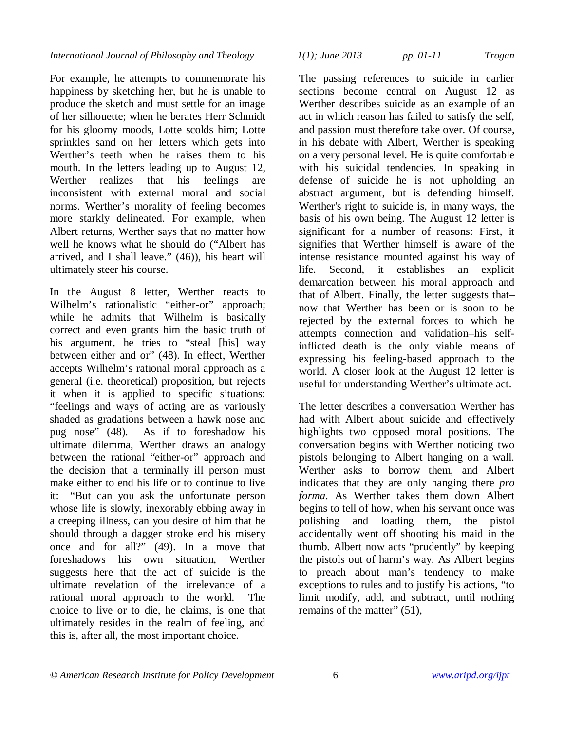For example, he attempts to commemorate his happiness by sketching her, but he is unable to produce the sketch and must settle for an image of her silhouette; when he berates Herr Schmidt for his gloomy moods, Lotte scolds him; Lotte sprinkles sand on her letters which gets into Werther's teeth when he raises them to his mouth. In the letters leading up to August 12, Werther realizes that his feelings are inconsistent with external moral and social norms. Werther's morality of feeling becomes more starkly delineated. For example, when Albert returns, Werther says that no matter how well he knows what he should do ("Albert has arrived, and I shall leave." (46)), his heart will ultimately steer his course.

In the August 8 letter, Werther reacts to Wilhelm's rationalistic "either-or" approach; while he admits that Wilhelm is basically correct and even grants him the basic truth of his argument, he tries to "steal [his] way between either and or" (48). In effect, Werther accepts Wilhelm's rational moral approach as a general (i.e. theoretical) proposition, but rejects it when it is applied to specific situations: "feelings and ways of acting are as variously shaded as gradations between a hawk nose and pug nose" (48). As if to foreshadow his ultimate dilemma, Werther draws an analogy between the rational "either-or" approach and the decision that a terminally ill person must make either to end his life or to continue to live it: "But can you ask the unfortunate person whose life is slowly, inexorably ebbing away in a creeping illness, can you desire of him that he should through a dagger stroke end his misery once and for all?" (49). In a move that foreshadows his own situation, Werther suggests here that the act of suicide is the ultimate revelation of the irrelevance of a rational moral approach to the world. The choice to live or to die, he claims, is one that ultimately resides in the realm of feeling, and this is, after all, the most important choice.

The passing references to suicide in earlier sections become central on August 12 as Werther describes suicide as an example of an act in which reason has failed to satisfy the self, and passion must therefore take over. Of course, in his debate with Albert, Werther is speaking on a very personal level. He is quite comfortable with his suicidal tendencies. In speaking in defense of suicide he is not upholding an abstract argument, but is defending himself. Werther's right to suicide is, in many ways, the basis of his own being. The August 12 letter is significant for a number of reasons: First, it signifies that Werther himself is aware of the intense resistance mounted against his way of life. Second, it establishes an explicit demarcation between his moral approach and that of Albert. Finally, the letter suggests that–now that Werther has been or is soon to be rejected by the external forces to which he attempts connection and validation–his self-inflicted death is the only viable means of expressing his feeling-based approach to the world. A closer look at the August 12 letter is useful for understanding Werther's ultimate act.

The letter describes a conversation Werther has had with Albert about suicide and effectively highlights two opposed moral positions. The conversation begins with Werther noticing two pistols belonging to Albert hanging on a wall. Werther asks to borrow them, and Albert indicates that they are only hanging there *pro forma*. As Werther takes them down Albert begins to tell of how, when his servant once was polishing and loading them, the pistol accidentally went off shooting his maid in the thumb. Albert now acts "prudently" by keeping the pistols out of harm's way. As Albert begins to preach about man's tendency to make exceptions to rules and to justify his actions, "to limit modify, add, and subtract, until nothing remains of the matter" (51),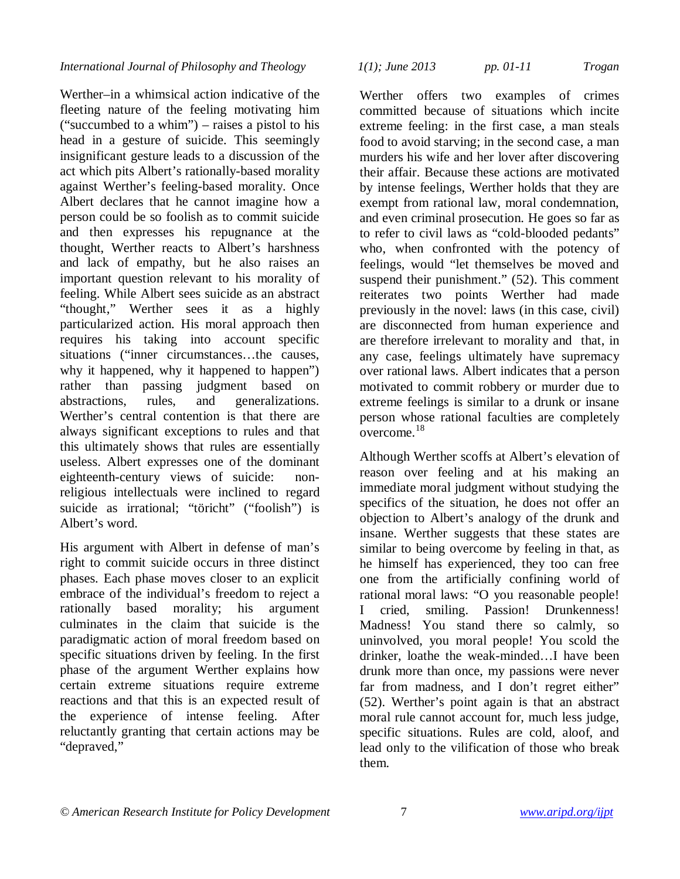Werther–in a whimsical action indicative of the fleeting nature of the feeling motivating him ("succumbed to a whim") – raises a pistol to his head in a gesture of suicide. This seemingly insignificant gesture leads to a discussion of the act which pits Albert's rationally-based morality against Werther's feeling-based morality. Once Albert declares that he cannot imagine how a person could be so foolish as to commit suicide and then expresses his repugnance at the thought, Werther reacts to Albert's harshness and lack of empathy, but he also raises an important question relevant to his morality of feeling. While Albert sees suicide as an abstract "thought," Werther sees it as a highly particularized action. His moral approach then requires his taking into account specific situations ("inner circumstances…the causes, why it happened, why it happened to happen") rather than passing judgment based on abstractions, rules, and generalizations. Werther's central contention is that there are always significant exceptions to rules and that this ultimately shows that rules are essentially useless. Albert expresses one of the dominant eighteenth-century views of suicide: non-religious intellectuals were inclined to regard suicide as irrational; "töricht" ("foolish") is Albert's word.

His argument with Albert in defense of man's right to commit suicide occurs in three distinct phases. Each phase moves closer to an explicit embrace of the individual's freedom to reject a rationally based morality; his argument culminates in the claim that suicide is the paradigmatic action of moral freedom based on specific situations driven by feeling. In the first phase of the argument Werther explains how certain extreme situations require extreme reactions and that this is an expected result of the experience of intense feeling. After reluctantly granting that certain actions may be "depraved," Werther offers two examples of crimes committed because of situations which incite extreme feeling: in the first case, a man steals food to avoid starving; in the second case, a man murders his wife and her lover after discovering their affair. Because these actions are motivated by intense feelings, Werther holds that they are exempt from rational law, moral condemnation, and even criminal prosecution. He goes so far as to refer to civil laws as "cold-blooded pedants" who, when confronted with the potency of feelings, would "let themselves be moved and suspend their punishment." (52). This comment reiterates two points Werther had made previously in the novel: laws (in this case, civil) are disconnected from human experience and are therefore irrelevant to morality and that, in any case, feelings ultimately have supremacy over rational laws. Albert indicates that a person motivated to commit robbery or murder due to extreme feelings is similar to a drunk or insane person whose rational faculties are completely overcome.[18]

Although Werther scoffs at Albert's elevation of reason over feeling and at his making an immediate moral judgment without studying the specifics of the situation, he does not offer an objection to Albert's analogy of the drunk and insane. Werther suggests that these states are similar to being overcome by feeling in that, as he himself has experienced, they too can free one from the artificially confining world of rational moral laws: "O you reasonable people! I cried, smiling. Passion! Drunkenness! Madness! You stand there so calmly, so uninvolved, you moral people! You scold the drinker, loathe the weak-minded…I have been drunk more than once, my passions were never far from madness, and I don't regret either" (52). Werther's point again is that an abstract moral rule cannot account for, much less judge, specific situations. Rules are cold, aloof, and lead only to the vilification of those who break them.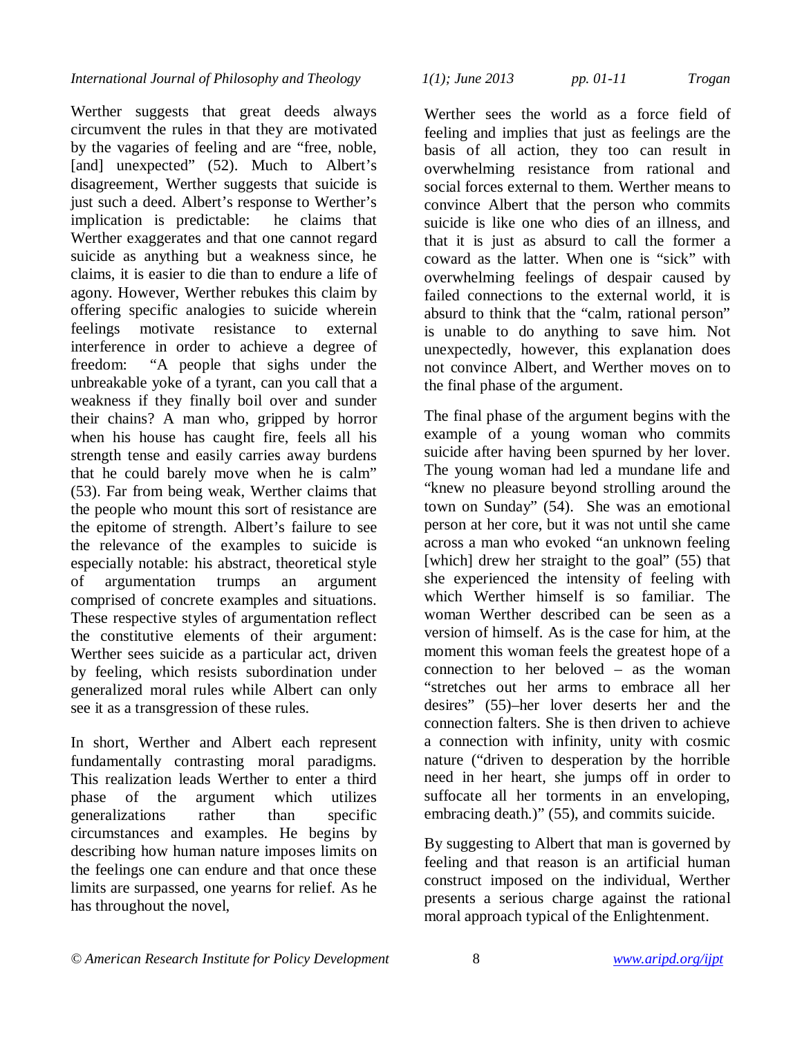Werther suggests that great deeds always circumvent the rules in that they are motivated by the vagaries of feeling and are "free, noble, [and] unexpected" (52). Much to Albert's disagreement, Werther suggests that suicide is just such a deed. Albert's response to Werther's implication is predictable: he claims that Werther exaggerates and that one cannot regard suicide as anything but a weakness since, he claims, it is easier to die than to endure a life of agony. However, Werther rebukes this claim by offering specific analogies to suicide wherein feelings motivate resistance to external interference in order to achieve a degree of freedom: "A people that sighs under the unbreakable yoke of a tyrant, can you call that a weakness if they finally boil over and sunder their chains? A man who, gripped by horror when his house has caught fire, feels all his strength tense and easily carries away burdens that he could barely move when he is calm" (53). Far from being weak, Werther claims that the people who mount this sort of resistance are the epitome of strength. Albert's failure to see the relevance of the examples to suicide is especially notable: his abstract, theoretical style of argumentation trumps an argument comprised of concrete examples and situations. These respective styles of argumentation reflect the constitutive elements of their argument: Werther sees suicide as a particular act, driven by feeling, which resists subordination under generalized moral rules while Albert can only see it as a transgression of these rules.

In short, Werther and Albert each represent fundamentally contrasting moral paradigms. This realization leads Werther to enter a third phase of the argument which utilizes generalizations rather than specific circumstances and examples. He begins by describing how human nature imposes limits on the feelings one can endure and that once these limits are surpassed, one yearns for relief. As he has throughout the novel, Werther sees the world as a force field of feeling and implies that just as feelings are the basis of all action, they too can result in overwhelming resistance from rational and social forces external to them. Werther means to convince Albert that the person who commits suicide is like one who dies of an illness, and that it is just as absurd to call the former a coward as the latter. When one is "sick" with overwhelming feelings of despair caused by failed connections to the external world, it is absurd to think that the "calm, rational person" is unable to do anything to save him. Not unexpectedly, however, this explanation does not convince Albert, and Werther moves on to the final phase of the argument.

The final phase of the argument begins with the example of a young woman who commits suicide after having been spurned by her lover. The young woman had led a mundane life and "knew no pleasure beyond strolling around the town on Sunday" (54). She was an emotional person at her core, but it was not until she came across a man who evoked "an unknown feeling [which] drew her straight to the goal" (55) that she experienced the intensity of feeling with which Werther himself is so familiar. The woman Werther described can be seen as a version of himself. As is the case for him, at the moment this woman feels the greatest hope of a connection to her beloved – as the woman "stretches out her arms to embrace all her desires" (55)–her lover deserts her and the connection falters. She is then driven to achieve a connection with infinity, unity with cosmic nature ("driven to desperation by the horrible need in her heart, she jumps off in order to suffocate all her torments in an enveloping, embracing death.)" (55), and commits suicide.

By suggesting to Albert that man is governed by feeling and that reason is an artificial human construct imposed on the individual, Werther presents a serious charge against the rational moral approach typical of the Enlightenment.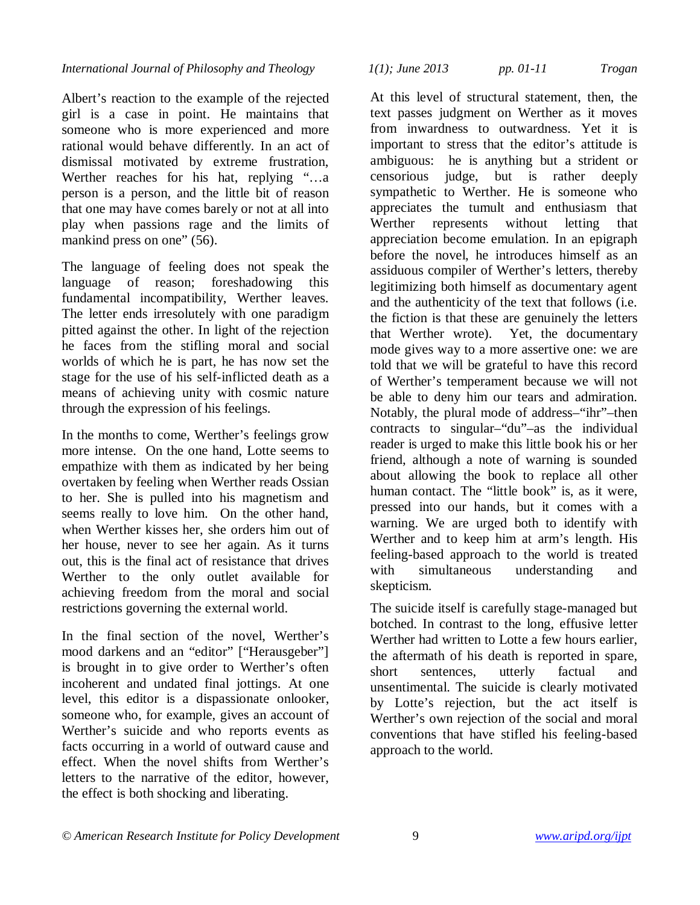Albert's reaction to the example of the rejected girl is a case in point. He maintains that someone who is more experienced and more rational would behave differently. In an act of dismissal motivated by extreme frustration, Werther reaches for his hat, replying "…a person is a person, and the little bit of reason that one may have comes barely or not at all into play when passions rage and the limits of mankind press on one" (56).

The language of feeling does not speak the language of reason; foreshadowing this fundamental incompatibility, Werther leaves. The letter ends irresolutely with one paradigm pitted against the other. In light of the rejection he faces from the stifling moral and social worlds of which he is part, he has now set the stage for the use of his self-inflicted death as a means of achieving unity with cosmic nature through the expression of his feelings.

In the months to come, Werther's feelings grow more intense. On the one hand, Lotte seems to empathize with them as indicated by her being overtaken by feeling when Werther reads Ossian to her. She is pulled into his magnetism and seems really to love him. On the other hand, when Werther kisses her, she orders him out of her house, never to see her again. As it turns out, this is the final act of resistance that drives Werther to the only outlet available for achieving freedom from the moral and social restrictions governing the external world.

In the final section of the novel, Werther's mood darkens and an "editor" ["Herausgeber"] is brought in to give order to Werther's often incoherent and undated final jottings. At one level, this editor is a dispassionate onlooker, someone who, for example, gives an account of Werther's suicide and who reports events as facts occurring in a world of outward cause and effect. When the novel shifts from Werther's letters to the narrative of the editor, however, the effect is both shocking and liberating.

At this level of structural statement, then, the text passes judgment on Werther as it moves from inwardness to outwardness. Yet it is important to stress that the editor's attitude is ambiguous: he is anything but a strident or censorious judge, but is rather deeply sympathetic to Werther. He is someone who appreciates the tumult and enthusiasm that Werther represents without letting that appreciation become emulation. In an epigraph before the novel, he introduces himself as an assiduous compiler of Werther's letters, thereby legitimizing both himself as documentary agent and the authenticity of the text that follows (i.e. the fiction is that these are genuinely the letters that Werther wrote). Yet, the documentary mode gives way to a more assertive one: we are told that we will be grateful to have this record of Werther's temperament because we will not be able to deny him our tears and admiration. Notably, the plural mode of address–"ihr"–then contracts to singular–"du"–as the individual reader is urged to make this little book his or her friend, although a note of warning is sounded about allowing the book to replace all other human contact. The "little book" is, as it were, pressed into our hands, but it comes with a warning. We are urged both to identify with Werther and to keep him at arm's length. His feeling-based approach to the world is treated with simultaneous understanding and skepticism.

The suicide itself is carefully stage-managed but botched. In contrast to the long, effusive letter Werther had written to Lotte a few hours earlier, the aftermath of his death is reported in spare, short sentences, utterly factual and unsentimental. The suicide is clearly motivated by Lotte's rejection, but the act itself is Werther's own rejection of the social and moral conventions that have stifled his feeling-based approach to the world.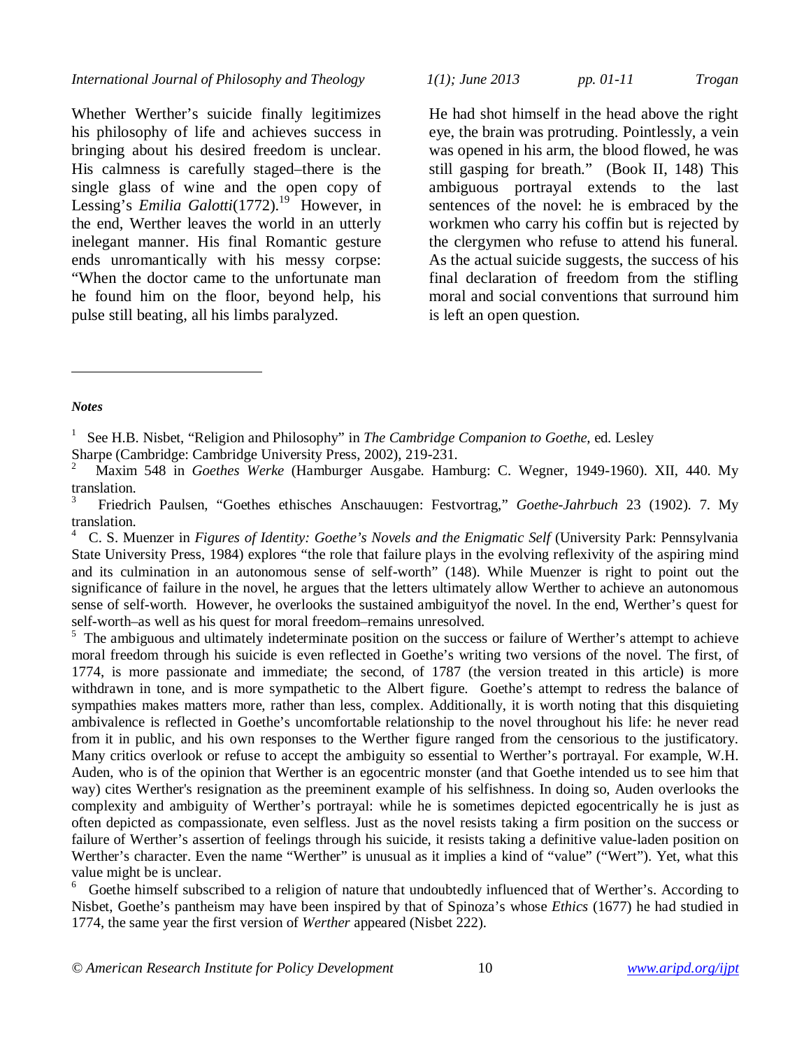Whether Werther's suicide finally legitimizes his philosophy of life and achieves success in bringing about his desired freedom is unclear. His calmness is carefully staged–there is the single glass of wine and the open copy of Lessing's *Emilia Galotti*(1772).[19] However, in the end, Werther leaves the world in an utterly inelegant manner. His final Romantic gesture ends unromantically with his messy corpse: "When the doctor came to the unfortunate man he found him on the floor, beyond help, his pulse still beating, all his limbs paralyzed. He had shot himself in the head above the right eye, the brain was protruding. Pointlessly, a vein was opened in his arm, the blood flowed, he was still gasping for breath." (Book II, 148) This ambiguous portrayal extends to the last sentences of the novel: he is embraced by the workmen who carry his coffin but is rejected by the clergymen who refuse to attend his funeral. As the actual suicide suggests, the success of his final declaration of freedom from the stifling moral and social conventions that surround him is left an open question.

***Notes***

[1] See H.B. Nisbet, "Religion and Philosophy" in *The Cambridge Companion to Goethe,* ed. Lesley Sharpe (Cambridge: Cambridge University Press, 2002), 219-231.

[2] Maxim 548 in *Goethes Werke* (Hamburger Ausgabe. Hamburg: C. Wegner, 1949-1960). XII, 440. My translation.

[3] Friedrich Paulsen, "Goethes ethisches Anschauugen: Festvortrag," *Goethe-Jahrbuch* 23 (1902). 7. My translation.

[4] C. S. Muenzer in *Figures of Identity: Goethe's Novels and the Enigmatic Self* (University Park: Pennsylvania State University Press, 1984) explores "the role that failure plays in the evolving reflexivity of the aspiring mind and its culmination in an autonomous sense of self-worth" (148). While Muenzer is right to point out the significance of failure in the novel, he argues that the letters ultimately allow Werther to achieve an autonomous sense of self-worth. However, he overlooks the sustained ambiguityof the novel. In the end, Werther's quest for self-worth–as well as his quest for moral freedom–remains unresolved.

[5] The ambiguous and ultimately indeterminate position on the success or failure of Werther's attempt to achieve moral freedom through his suicide is even reflected in Goethe's writing two versions of the novel. The first, of 1774, is more passionate and immediate; the second, of 1787 (the version treated in this article) is more withdrawn in tone, and is more sympathetic to the Albert figure. Goethe's attempt to redress the balance of sympathies makes matters more, rather than less, complex. Additionally, it is worth noting that this disquieting ambivalence is reflected in Goethe's uncomfortable relationship to the novel throughout his life: he never read from it in public, and his own responses to the Werther figure ranged from the censorious to the justificatory. Many critics overlook or refuse to accept the ambiguity so essential to Werther's portrayal. For example, W.H. Auden, who is of the opinion that Werther is an egocentric monster (and that Goethe intended us to see him that way) cites Werther's resignation as the preeminent example of his selfishness. In doing so, Auden overlooks the complexity and ambiguity of Werther's portrayal: while he is sometimes depicted egocentrically he is just as often depicted as compassionate, even selfless. Just as the novel resists taking a firm position on the success or failure of Werther's assertion of feelings through his suicide, it resists taking a definitive value-laden position on Werther's character. Even the name "Werther" is unusual as it implies a kind of "value" ("Wert"). Yet, what this value might be is unclear.

[6] Goethe himself subscribed to a religion of nature that undoubtedly influenced that of Werther's. According to Nisbet, Goethe's pantheism may have been inspired by that of Spinoza's whose *Ethics* (1677) he had studied in 1774, the same year the first version of *Werther* appeared (Nisbet 222).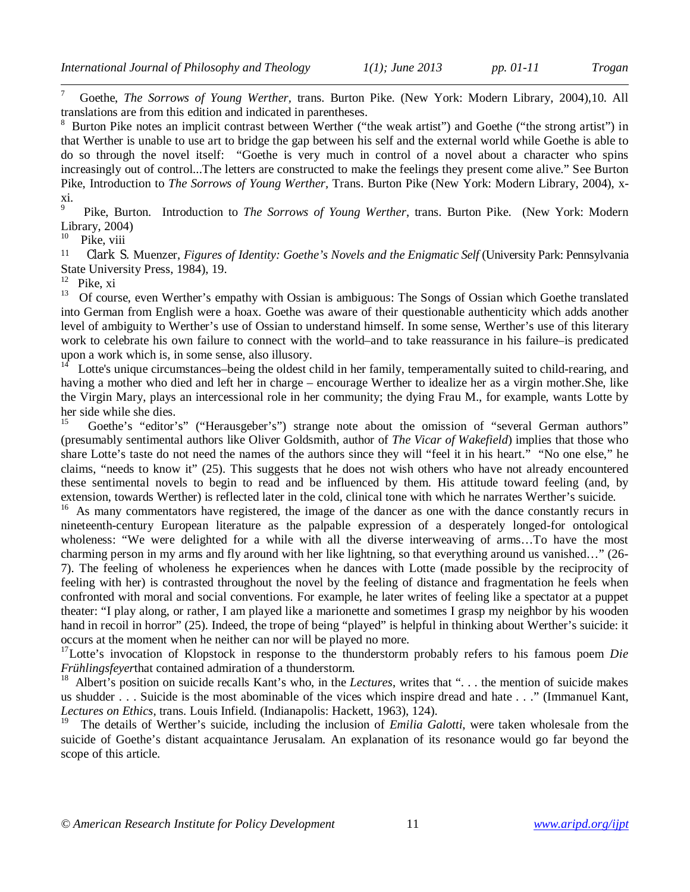[7] Goethe, *The Sorrows of Young Werther*, trans. Burton Pike. (New York: Modern Library, 2004),10. All translations are from this edition and indicated in parentheses.

[8] Burton Pike notes an implicit contrast between Werther ("the weak artist") and Goethe ("the strong artist") in that Werther is unable to use art to bridge the gap between his self and the external world while Goethe is able to do so through the novel itself: "Goethe is very much in control of a novel about a character who spins increasingly out of control...The letters are constructed to make the feelings they present come alive." See Burton Pike, Introduction to *The Sorrows of Young Werther*, Trans. Burton Pike (New York: Modern Library, 2004), x-xi.

[9] Pike, Burton. Introduction to *The Sorrows of Young Werther*, trans. Burton Pike. (New York: Modern Library, 2004)

[10] Pike, viii

[11] Clark S. Muenzer, *Figures of Identity: Goethe's Novels and the Enigmatic Self* (University Park: Pennsylvania State University Press, 1984), 19.

[12] Pike, xi

[13] Of course, even Werther's empathy with Ossian is ambiguous: The Songs of Ossian which Goethe translated into German from English were a hoax. Goethe was aware of their questionable authenticity which adds another level of ambiguity to Werther's use of Ossian to understand himself. In some sense, Werther's use of this literary work to celebrate his own failure to connect with the world–and to take reassurance in his failure–is predicated upon a work which is, in some sense, also illusory.

[14] Lotte's unique circumstances–being the oldest child in her family, temperamentally suited to child-rearing, and having a mother who died and left her in charge – encourage Werther to idealize her as a virgin mother.She, like the Virgin Mary, plays an intercessional role in her community; the dying Frau M., for example, wants Lotte by her side while she dies.

[15] Goethe's "editor's" ("Herausgeber's") strange note about the omission of "several German authors" (presumably sentimental authors like Oliver Goldsmith, author of *The Vicar of Wakefield*) implies that those who share Lotte's taste do not need the names of the authors since they will "feel it in his heart." "No one else," he claims, "needs to know it" (25). This suggests that he does not wish others who have not already encountered these sentimental novels to begin to read and be influenced by them. His attitude toward feeling (and, by extension, towards Werther) is reflected later in the cold, clinical tone with which he narrates Werther's suicide.

[16] As many commentators have registered, the image of the dancer as one with the dance constantly recurs in nineteenth-century European literature as the palpable expression of a desperately longed-for ontological wholeness: "We were delighted for a while with all the diverse interweaving of arms…To have the most charming person in my arms and fly around with her like lightning, so that everything around us vanished…" (26-7). The feeling of wholeness he experiences when he dances with Lotte (made possible by the reciprocity of feeling with her) is contrasted throughout the novel by the feeling of distance and fragmentation he feels when confronted with moral and social conventions. For example, he later writes of feeling like a spectator at a puppet theater: "I play along, or rather, I am played like a marionette and sometimes I grasp my neighbor by his wooden hand in recoil in horror" (25). Indeed, the trope of being "played" is helpful in thinking about Werther's suicide: it occurs at the moment when he neither can nor will be played no more.

[17] Lotte's invocation of Klopstock in response to the thunderstorm probably refers to his famous poem *Die Frühlingsfeyer*that contained admiration of a thunderstorm.

[18] Albert's position on suicide recalls Kant's who, in the *Lectures*, writes that ". . . the mention of suicide makes us shudder . . . Suicide is the most abominable of the vices which inspire dread and hate . . ." (Immanuel Kant, *Lectures on Ethics*, trans. Louis Infield. (Indianapolis: Hackett, 1963), 124).

[19] The details of Werther's suicide, including the inclusion of *Emilia Galotti*, were taken wholesale from the suicide of Goethe's distant acquaintance Jerusalam. An explanation of its resonance would go far beyond the scope of this article.